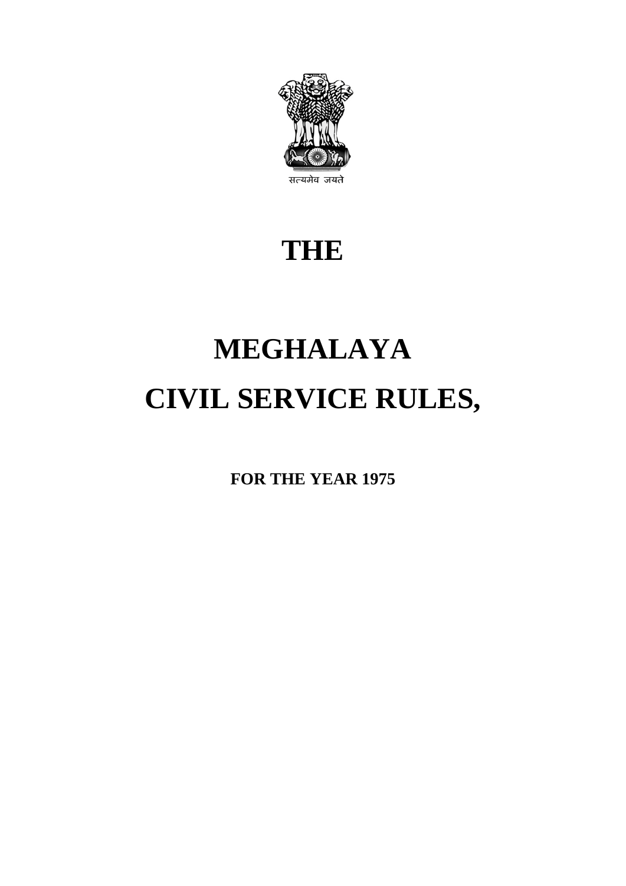सत्यमेव जयते

# THE

# MEGHALAYA
# CIVIL SERVICE RULES,

**FOR THE YEAR 1975**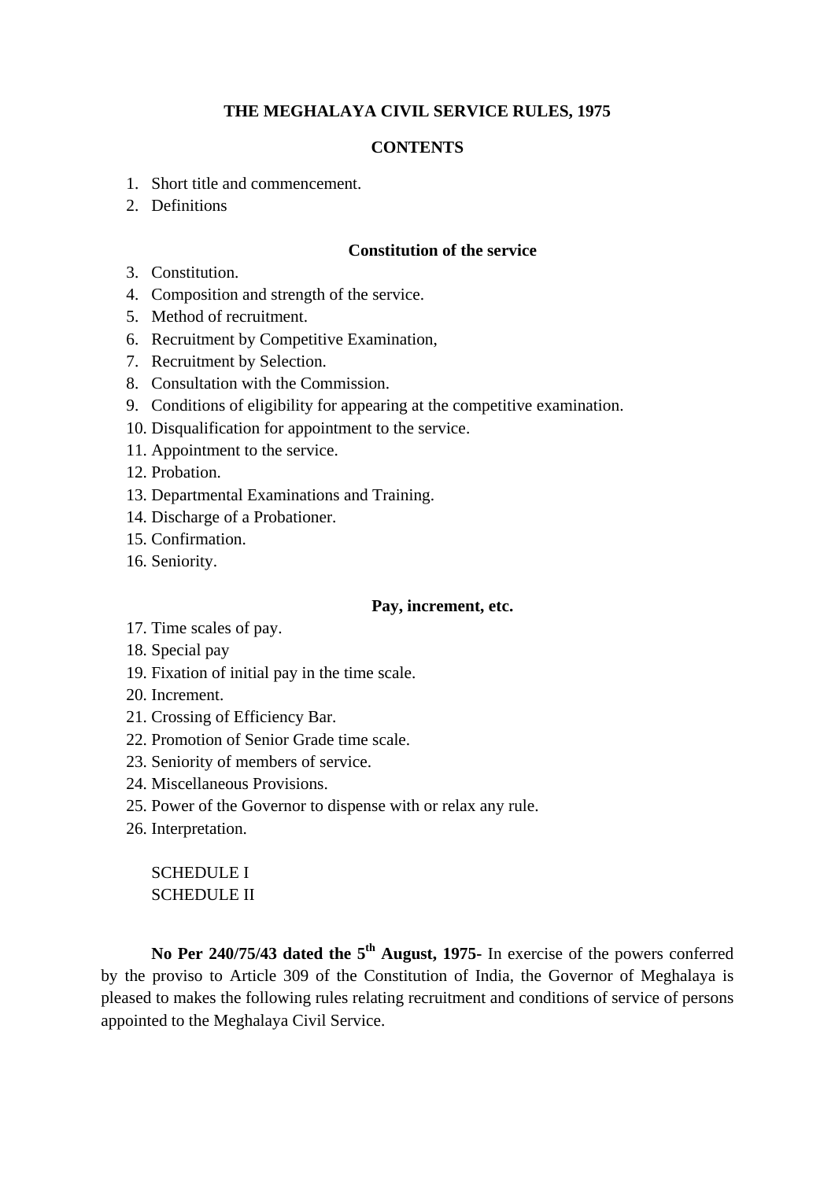# THE MEGHALAYA CIVIL SERVICE RULES, 1975

## CONTENTS

1. Short title and commencement.
2. Definitions

### Constitution of the service

3. Constitution.
4. Composition and strength of the service.
5. Method of recruitment.
6. Recruitment by Competitive Examination,
7. Recruitment by Selection.
8. Consultation with the Commission.
9. Conditions of eligibility for appearing at the competitive examination.
10. Disqualification for appointment to the service.
11. Appointment to the service.
12. Probation.
13. Departmental Examinations and Training.
14. Discharge of a Probationer.
15. Confirmation.
16. Seniority.

### Pay, increment, etc.

17. Time scales of pay.
18. Special pay
19. Fixation of initial pay in the time scale.
20. Increment.
21. Crossing of Efficiency Bar.
22. Promotion of Senior Grade time scale.
23. Seniority of members of service.
24. Miscellaneous Provisions.
25. Power of the Governor to dispense with or relax any rule.
26. Interpretation.

SCHEDULE I
SCHEDULE II

**No Per 240/75/43 dated the 5th August, 1975-** In exercise of the powers conferred by the proviso to Article 309 of the Constitution of India, the Governor of Meghalaya is pleased to makes the following rules relating recruitment and conditions of service of persons appointed to the Meghalaya Civil Service.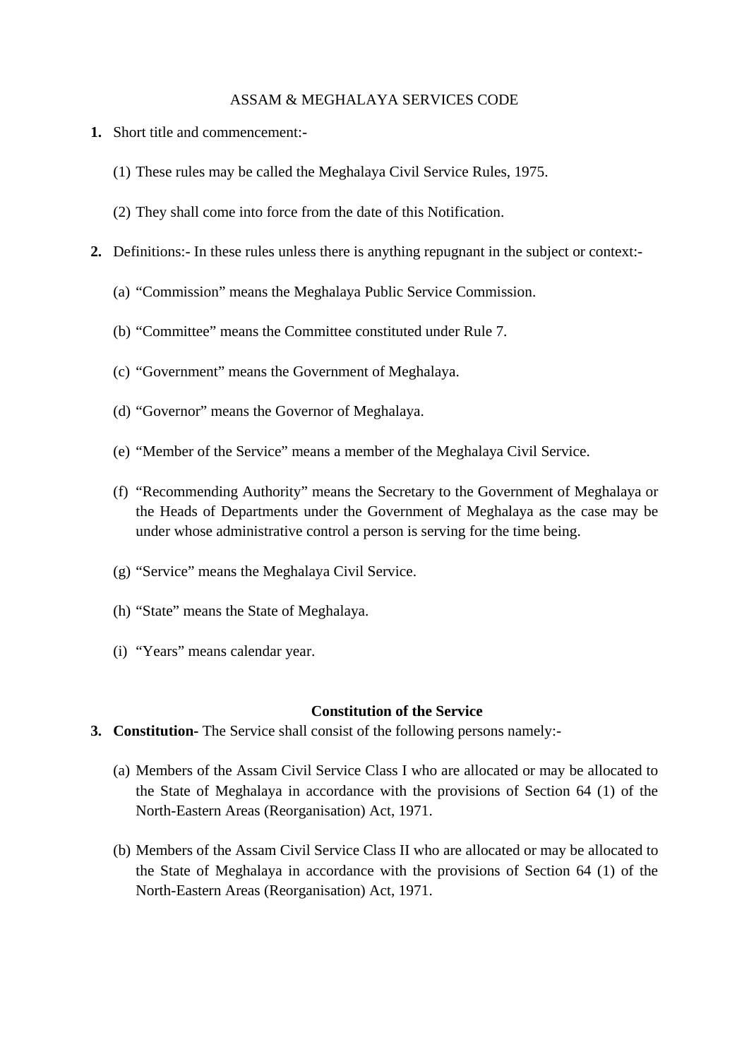# ASSAM & MEGHALAYA SERVICES CODE

**1.** Short title and commencement:-

(1) These rules may be called the Meghalaya Civil Service Rules, 1975.

(2) They shall come into force from the date of this Notification.

**2.** Definitions:- In these rules unless there is anything repugnant in the subject or context:-

(a) "Commission" means the Meghalaya Public Service Commission.

(b) "Committee" means the Committee constituted under Rule 7.

(c) "Government" means the Government of Meghalaya.

(d) "Governor" means the Governor of Meghalaya.

(e) "Member of the Service" means a member of the Meghalaya Civil Service.

(f) "Recommending Authority" means the Secretary to the Government of Meghalaya or the Heads of Departments under the Government of Meghalaya as the case may be under whose administrative control a person is serving for the time being.

(g) "Service" means the Meghalaya Civil Service.

(h) "State" means the State of Meghalaya.

(i) "Years" means calendar year.

## Constitution of the Service

**3. Constitution-** The Service shall consist of the following persons namely:-

(a) Members of the Assam Civil Service Class I who are allocated or may be allocated to the State of Meghalaya in accordance with the provisions of Section 64 (1) of the North-Eastern Areas (Reorganisation) Act, 1971.

(b) Members of the Assam Civil Service Class II who are allocated or may be allocated to the State of Meghalaya in accordance with the provisions of Section 64 (1) of the North-Eastern Areas (Reorganisation) Act, 1971.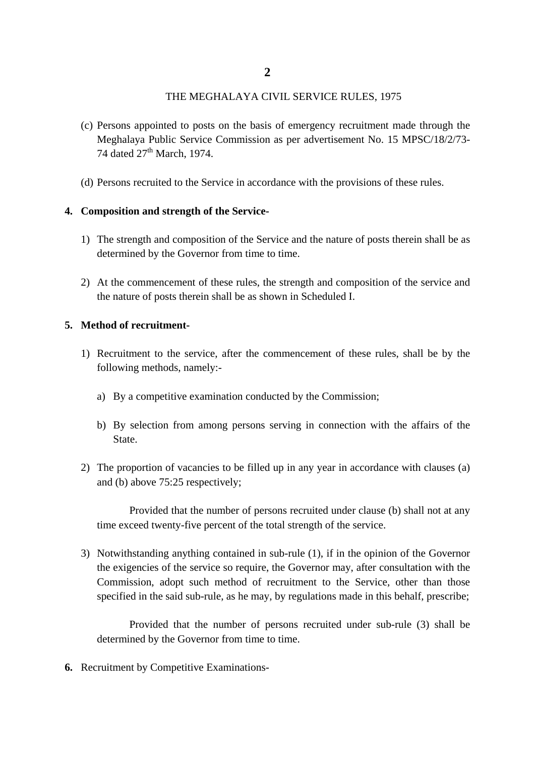(c) Persons appointed to posts on the basis of emergency recruitment made through the Meghalaya Public Service Commission as per advertisement No. 15 MPSC/18/2/73-74 dated 27th March, 1974.

(d) Persons recruited to the Service in accordance with the provisions of these rules.

**4. Composition and strength of the Service-**

1) The strength and composition of the Service and the nature of posts therein shall be as determined by the Governor from time to time.

2) At the commencement of these rules, the strength and composition of the service and the nature of posts therein shall be as shown in Scheduled I.

**5. Method of recruitment-**

1) Recruitment to the service, after the commencement of these rules, shall be by the following methods, namely:-

   a) By a competitive examination conducted by the Commission;

   b) By selection from among persons serving in connection with the affairs of the State.

2) The proportion of vacancies to be filled up in any year in accordance with clauses (a) and (b) above 75:25 respectively;

   Provided that the number of persons recruited under clause (b) shall not at any time exceed twenty-five percent of the total strength of the service.

3) Notwithstanding anything contained in sub-rule (1), if in the opinion of the Governor the exigencies of the service so require, the Governor may, after consultation with the Commission, adopt such method of recruitment to the Service, other than those specified in the said sub-rule, as he may, by regulations made in this behalf, prescribe;

   Provided that the number of persons recruited under sub-rule (3) shall be determined by the Governor from time to time.

**6.** Recruitment by Competitive Examinations-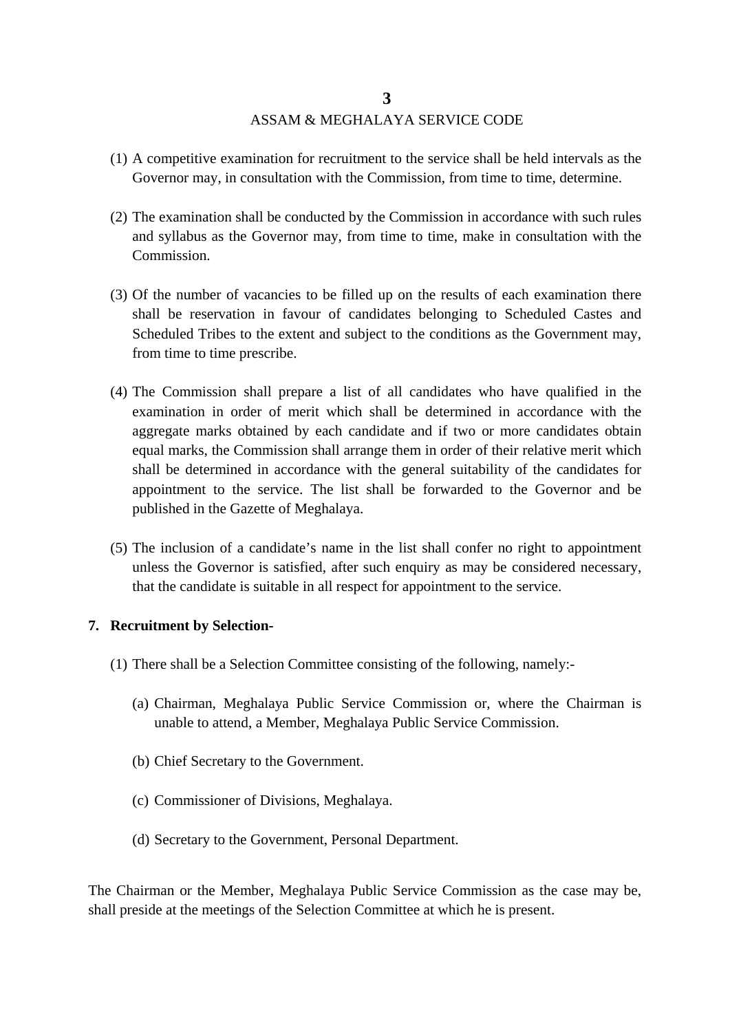(1) A competitive examination for recruitment to the service shall be held intervals as the Governor may, in consultation with the Commission, from time to time, determine.

(2) The examination shall be conducted by the Commission in accordance with such rules and syllabus as the Governor may, from time to time, make in consultation with the Commission.

(3) Of the number of vacancies to be filled up on the results of each examination there shall be reservation in favour of candidates belonging to Scheduled Castes and Scheduled Tribes to the extent and subject to the conditions as the Government may, from time to time prescribe.

(4) The Commission shall prepare a list of all candidates who have qualified in the examination in order of merit which shall be determined in accordance with the aggregate marks obtained by each candidate and if two or more candidates obtain equal marks, the Commission shall arrange them in order of their relative merit which shall be determined in accordance with the general suitability of the candidates for appointment to the service. The list shall be forwarded to the Governor and be published in the Gazette of Meghalaya.

(5) The inclusion of a candidate's name in the list shall confer no right to appointment unless the Governor is satisfied, after such enquiry as may be considered necessary, that the candidate is suitable in all respect for appointment to the service.

**7. Recruitment by Selection-**

(1) There shall be a Selection Committee consisting of the following, namely:-

(a) Chairman, Meghalaya Public Service Commission or, where the Chairman is unable to attend, a Member, Meghalaya Public Service Commission.

(b) Chief Secretary to the Government.

(c) Commissioner of Divisions, Meghalaya.

(d) Secretary to the Government, Personal Department.

The Chairman or the Member, Meghalaya Public Service Commission as the case may be, shall preside at the meetings of the Selection Committee at which he is present.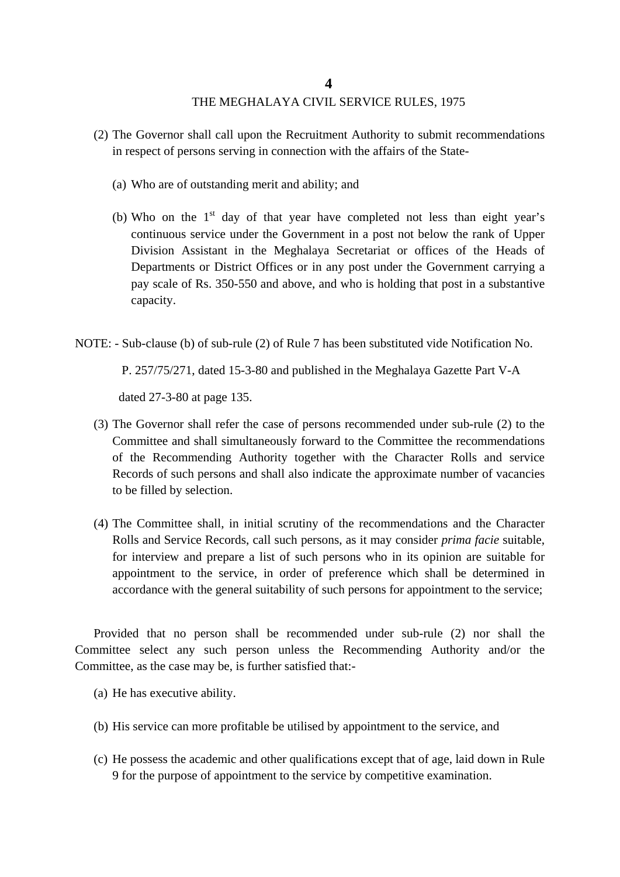(2) The Governor shall call upon the Recruitment Authority to submit recommendations in respect of persons serving in connection with the affairs of the State-

(a) Who are of outstanding merit and ability; and

(b) Who on the 1st day of that year have completed not less than eight year's continuous service under the Government in a post not below the rank of Upper Division Assistant in the Meghalaya Secretariat or offices of the Heads of Departments or District Offices or in any post under the Government carrying a pay scale of Rs. 350-550 and above, and who is holding that post in a substantive capacity.

NOTE: - Sub-clause (b) of sub-rule (2) of Rule 7 has been substituted vide Notification No. P. 257/75/271, dated 15-3-80 and published in the Meghalaya Gazette Part V-A dated 27-3-80 at page 135.

(3) The Governor shall refer the case of persons recommended under sub-rule (2) to the Committee and shall simultaneously forward to the Committee the recommendations of the Recommending Authority together with the Character Rolls and service Records of such persons and shall also indicate the approximate number of vacancies to be filled by selection.

(4) The Committee shall, in initial scrutiny of the recommendations and the Character Rolls and Service Records, call such persons, as it may consider *prima facie* suitable, for interview and prepare a list of such persons who in its opinion are suitable for appointment to the service, in order of preference which shall be determined in accordance with the general suitability of such persons for appointment to the service;

Provided that no person shall be recommended under sub-rule (2) nor shall the Committee select any such person unless the Recommending Authority and/or the Committee, as the case may be, is further satisfied that:-

(a) He has executive ability.

(b) His service can more profitable be utilised by appointment to the service, and

(c) He possess the academic and other qualifications except that of age, laid down in Rule 9 for the purpose of appointment to the service by competitive examination.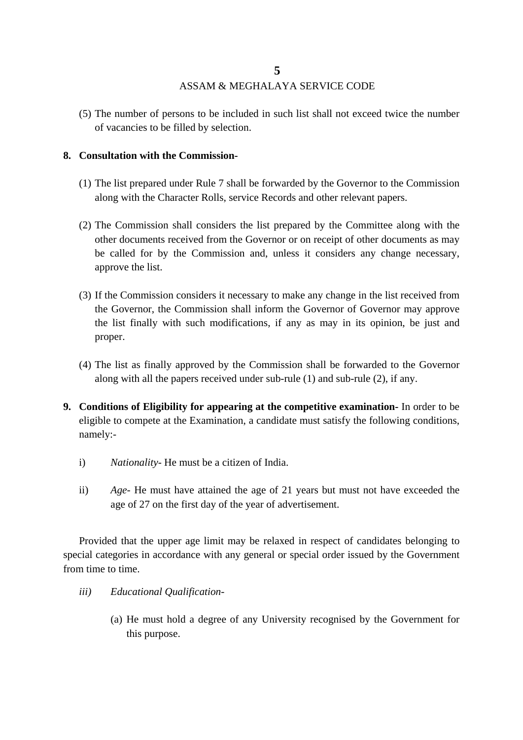(5) The number of persons to be included in such list shall not exceed twice the number of vacancies to be filled by selection.

**8. Consultation with the Commission-**

(1) The list prepared under Rule 7 shall be forwarded by the Governor to the Commission along with the Character Rolls, service Records and other relevant papers.

(2) The Commission shall considers the list prepared by the Committee along with the other documents received from the Governor or on receipt of other documents as may be called for by the Commission and, unless it considers any change necessary, approve the list.

(3) If the Commission considers it necessary to make any change in the list received from the Governor, the Commission shall inform the Governor of Governor may approve the list finally with such modifications, if any as may in its opinion, be just and proper.

(4) The list as finally approved by the Commission shall be forwarded to the Governor along with all the papers received under sub-rule (1) and sub-rule (2), if any.

**9. Conditions of Eligibility for appearing at the competitive examination-** In order to be eligible to compete at the Examination, a candidate must satisfy the following conditions, namely:-

i) *Nationality*- He must be a citizen of India.

ii) *Age*- He must have attained the age of 21 years but must not have exceeded the age of 27 on the first day of the year of advertisement.

Provided that the upper age limit may be relaxed in respect of candidates belonging to special categories in accordance with any general or special order issued by the Government from time to time.

*iii) Educational Qualification*-

(a) He must hold a degree of any University recognised by the Government for this purpose.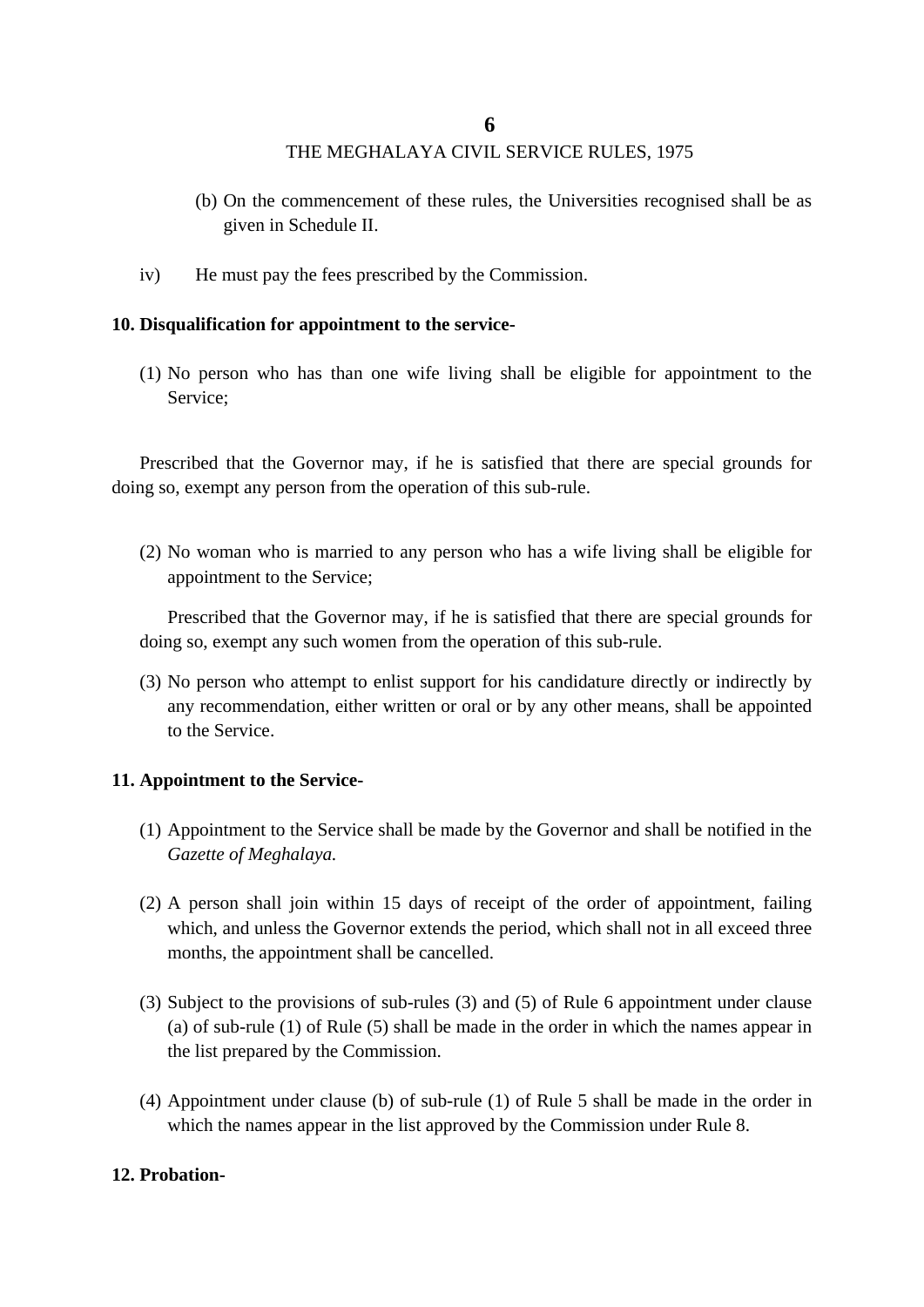(b) On the commencement of these rules, the Universities recognised shall be as given in Schedule II.

iv) He must pay the fees prescribed by the Commission.

**10. Disqualification for appointment to the service-**

(1) No person who has than one wife living shall be eligible for appointment to the Service;

Prescribed that the Governor may, if he is satisfied that there are special grounds for doing so, exempt any person from the operation of this sub-rule.

(2) No woman who is married to any person who has a wife living shall be eligible for appointment to the Service;

Prescribed that the Governor may, if he is satisfied that there are special grounds for doing so, exempt any such women from the operation of this sub-rule.

(3) No person who attempt to enlist support for his candidature directly or indirectly by any recommendation, either written or oral or by any other means, shall be appointed to the Service.

**11. Appointment to the Service-**

(1) Appointment to the Service shall be made by the Governor and shall be notified in the *Gazette of Meghalaya.*

(2) A person shall join within 15 days of receipt of the order of appointment, failing which, and unless the Governor extends the period, which shall not in all exceed three months, the appointment shall be cancelled.

(3) Subject to the provisions of sub-rules (3) and (5) of Rule 6 appointment under clause (a) of sub-rule (1) of Rule (5) shall be made in the order in which the names appear in the list prepared by the Commission.

(4) Appointment under clause (b) of sub-rule (1) of Rule 5 shall be made in the order in which the names appear in the list approved by the Commission under Rule 8.

**12. Probation-**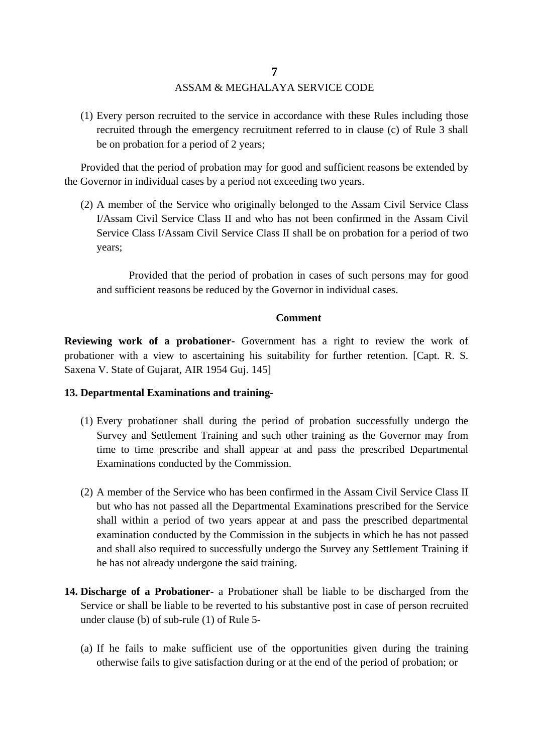(1) Every person recruited to the service in accordance with these Rules including those recruited through the emergency recruitment referred to in clause (c) of Rule 3 shall be on probation for a period of 2 years;

Provided that the period of probation may for good and sufficient reasons be extended by the Governor in individual cases by a period not exceeding two years.

(2) A member of the Service who originally belonged to the Assam Civil Service Class I/Assam Civil Service Class II and who has not been confirmed in the Assam Civil Service Class I/Assam Civil Service Class II shall be on probation for a period of two years;

Provided that the period of probation in cases of such persons may for good and sufficient reasons be reduced by the Governor in individual cases.

**Comment**

**Reviewing work of a probationer-** Government has a right to review the work of probationer with a view to ascertaining his suitability for further retention. [Capt. R. S. Saxena V. State of Gujarat, AIR 1954 Guj. 145]

**13. Departmental Examinations and training-**

(1) Every probationer shall during the period of probation successfully undergo the Survey and Settlement Training and such other training as the Governor may from time to time prescribe and shall appear at and pass the prescribed Departmental Examinations conducted by the Commission.

(2) A member of the Service who has been confirmed in the Assam Civil Service Class II but who has not passed all the Departmental Examinations prescribed for the Service shall within a period of two years appear at and pass the prescribed departmental examination conducted by the Commission in the subjects in which he has not passed and shall also required to successfully undergo the Survey any Settlement Training if he has not already undergone the said training.

**14. Discharge of a Probationer-** a Probationer shall be liable to be discharged from the Service or shall be liable to be reverted to his substantive post in case of person recruited under clause (b) of sub-rule (1) of Rule 5-

(a) If he fails to make sufficient use of the opportunities given during the training otherwise fails to give satisfaction during or at the end of the period of probation; or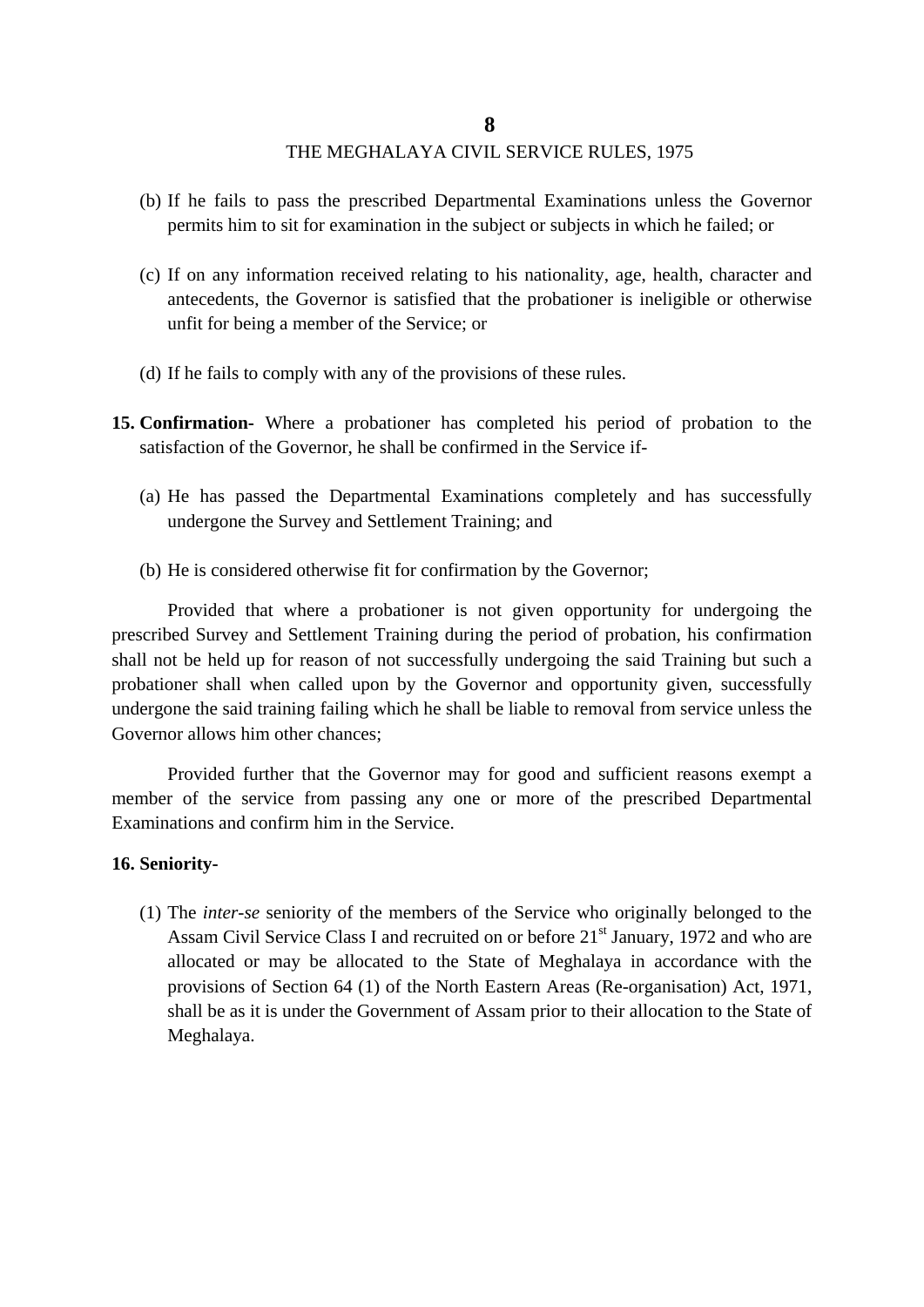(b) If he fails to pass the prescribed Departmental Examinations unless the Governor permits him to sit for examination in the subject or subjects in which he failed; or

(c) If on any information received relating to his nationality, age, health, character and antecedents, the Governor is satisfied that the probationer is ineligible or otherwise unfit for being a member of the Service; or

(d) If he fails to comply with any of the provisions of these rules.

**15. Confirmation-** Where a probationer has completed his period of probation to the satisfaction of the Governor, he shall be confirmed in the Service if-

(a) He has passed the Departmental Examinations completely and has successfully undergone the Survey and Settlement Training; and

(b) He is considered otherwise fit for confirmation by the Governor;

Provided that where a probationer is not given opportunity for undergoing the prescribed Survey and Settlement Training during the period of probation, his confirmation shall not be held up for reason of not successfully undergoing the said Training but such a probationer shall when called upon by the Governor and opportunity given, successfully undergone the said training failing which he shall be liable to removal from service unless the Governor allows him other chances;

Provided further that the Governor may for good and sufficient reasons exempt a member of the service from passing any one or more of the prescribed Departmental Examinations and confirm him in the Service.

**16. Seniority-**

(1) The *inter-se* seniority of the members of the Service who originally belonged to the Assam Civil Service Class I and recruited on or before 21st January, 1972 and who are allocated or may be allocated to the State of Meghalaya in accordance with the provisions of Section 64 (1) of the North Eastern Areas (Re-organisation) Act, 1971, shall be as it is under the Government of Assam prior to their allocation to the State of Meghalaya.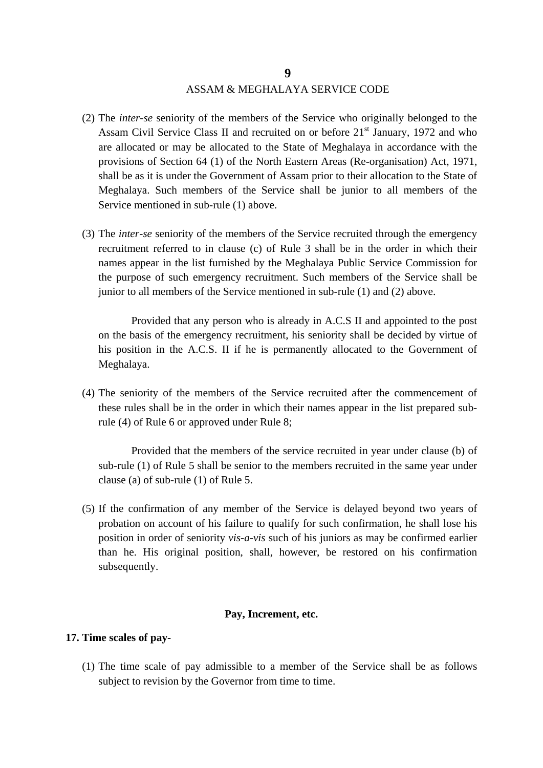(2) The *inter-se* seniority of the members of the Service who originally belonged to the Assam Civil Service Class II and recruited on or before 21st January, 1972 and who are allocated or may be allocated to the State of Meghalaya in accordance with the provisions of Section 64 (1) of the North Eastern Areas (Re-organisation) Act, 1971, shall be as it is under the Government of Assam prior to their allocation to the State of Meghalaya. Such members of the Service shall be junior to all members of the Service mentioned in sub-rule (1) above.

(3) The *inter-se* seniority of the members of the Service recruited through the emergency recruitment referred to in clause (c) of Rule 3 shall be in the order in which their names appear in the list furnished by the Meghalaya Public Service Commission for the purpose of such emergency recruitment. Such members of the Service shall be junior to all members of the Service mentioned in sub-rule (1) and (2) above.

Provided that any person who is already in A.C.S II and appointed to the post on the basis of the emergency recruitment, his seniority shall be decided by virtue of his position in the A.C.S. II if he is permanently allocated to the Government of Meghalaya.

(4) The seniority of the members of the Service recruited after the commencement of these rules shall be in the order in which their names appear in the list prepared sub-rule (4) of Rule 6 or approved under Rule 8;

Provided that the members of the service recruited in year under clause (b) of sub-rule (1) of Rule 5 shall be senior to the members recruited in the same year under clause (a) of sub-rule (1) of Rule 5.

(5) If the confirmation of any member of the Service is delayed beyond two years of probation on account of his failure to qualify for such confirmation, he shall lose his position in order of seniority *vis-a-vis* such of his juniors as may be confirmed earlier than he. His original position, shall, however, be restored on his confirmation subsequently.

## Pay, Increment, etc.

**17. Time scales of pay-**

(1) The time scale of pay admissible to a member of the Service shall be as follows subject to revision by the Governor from time to time.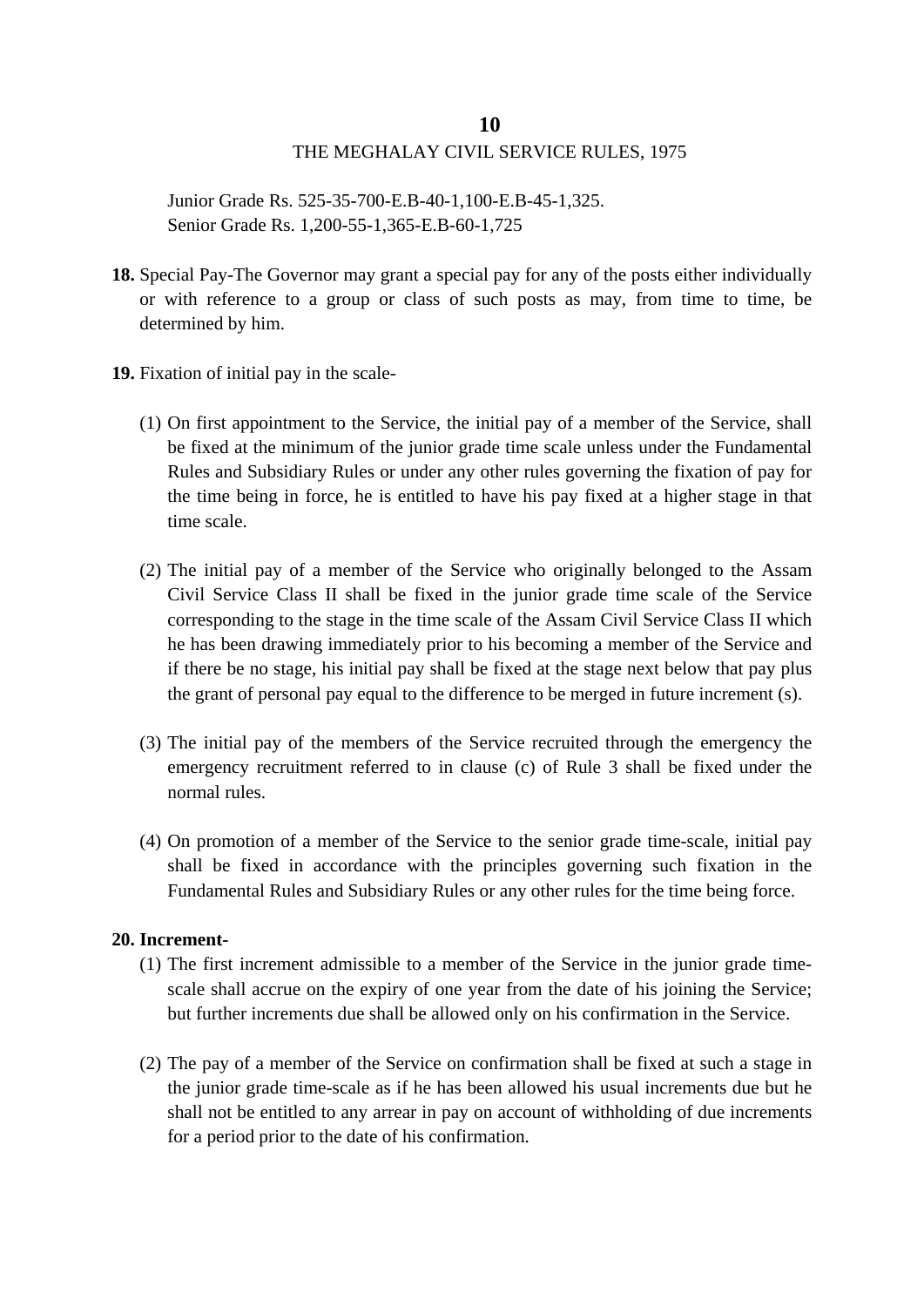Junior Grade Rs. 525-35-700-E.B-40-1,100-E.B-45-1,325.
Senior Grade Rs. 1,200-55-1,365-E.B-60-1,725

**18.** Special Pay-The Governor may grant a special pay for any of the posts either individually or with reference to a group or class of such posts as may, from time to time, be determined by him.

**19.** Fixation of initial pay in the scale-

(1) On first appointment to the Service, the initial pay of a member of the Service, shall be fixed at the minimum of the junior grade time scale unless under the Fundamental Rules and Subsidiary Rules or under any other rules governing the fixation of pay for the time being in force, he is entitled to have his pay fixed at a higher stage in that time scale.

(2) The initial pay of a member of the Service who originally belonged to the Assam Civil Service Class II shall be fixed in the junior grade time scale of the Service corresponding to the stage in the time scale of the Assam Civil Service Class II which he has been drawing immediately prior to his becoming a member of the Service and if there be no stage, his initial pay shall be fixed at the stage next below that pay plus the grant of personal pay equal to the difference to be merged in future increment (s).

(3) The initial pay of the members of the Service recruited through the emergency the emergency recruitment referred to in clause (c) of Rule 3 shall be fixed under the normal rules.

(4) On promotion of a member of the Service to the senior grade time-scale, initial pay shall be fixed in accordance with the principles governing such fixation in the Fundamental Rules and Subsidiary Rules or any other rules for the time being force.

**20. Increment-**

(1) The first increment admissible to a member of the Service in the junior grade time-scale shall accrue on the expiry of one year from the date of his joining the Service; but further increments due shall be allowed only on his confirmation in the Service.

(2) The pay of a member of the Service on confirmation shall be fixed at such a stage in the junior grade time-scale as if he has been allowed his usual increments due but he shall not be entitled to any arrear in pay on account of withholding of due increments for a period prior to the date of his confirmation.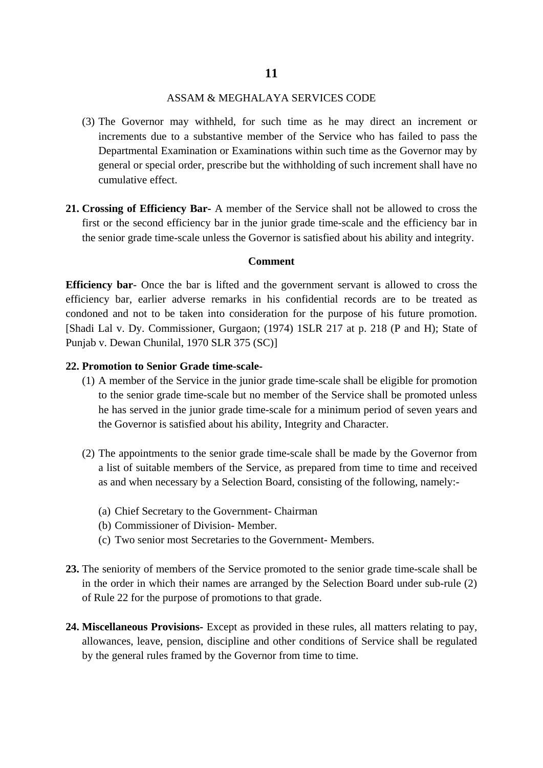(3) The Governor may withheld, for such time as he may direct an increment or increments due to a substantive member of the Service who has failed to pass the Departmental Examination or Examinations within such time as the Governor may by general or special order, prescribe but the withholding of such increment shall have no cumulative effect.

**21. Crossing of Efficiency Bar-** A member of the Service shall not be allowed to cross the first or the second efficiency bar in the junior grade time-scale and the efficiency bar in the senior grade time-scale unless the Governor is satisfied about his ability and integrity.

**Comment**

**Efficiency bar**- Once the bar is lifted and the government servant is allowed to cross the efficiency bar, earlier adverse remarks in his confidential records are to be treated as condoned and not to be taken into consideration for the purpose of his future promotion. [Shadi Lal v. Dy. Commissioner, Gurgaon; (1974) 1SLR 217 at p. 218 (P and H); State of Punjab v. Dewan Chunilal, 1970 SLR 375 (SC)]

**22. Promotion to Senior Grade time-scale-**

(1) A member of the Service in the junior grade time-scale shall be eligible for promotion to the senior grade time-scale but no member of the Service shall be promoted unless he has served in the junior grade time-scale for a minimum period of seven years and the Governor is satisfied about his ability, Integrity and Character.

(2) The appointments to the senior grade time-scale shall be made by the Governor from a list of suitable members of the Service, as prepared from time to time and received as and when necessary by a Selection Board, consisting of the following, namely:-

(a) Chief Secretary to the Government- Chairman
(b) Commissioner of Division- Member.
(c) Two senior most Secretaries to the Government- Members.

**23.** The seniority of members of the Service promoted to the senior grade time-scale shall be in the order in which their names are arranged by the Selection Board under sub-rule (2) of Rule 22 for the purpose of promotions to that grade.

**24. Miscellaneous Provisions-** Except as provided in these rules, all matters relating to pay, allowances, leave, pension, discipline and other conditions of Service shall be regulated by the general rules framed by the Governor from time to time.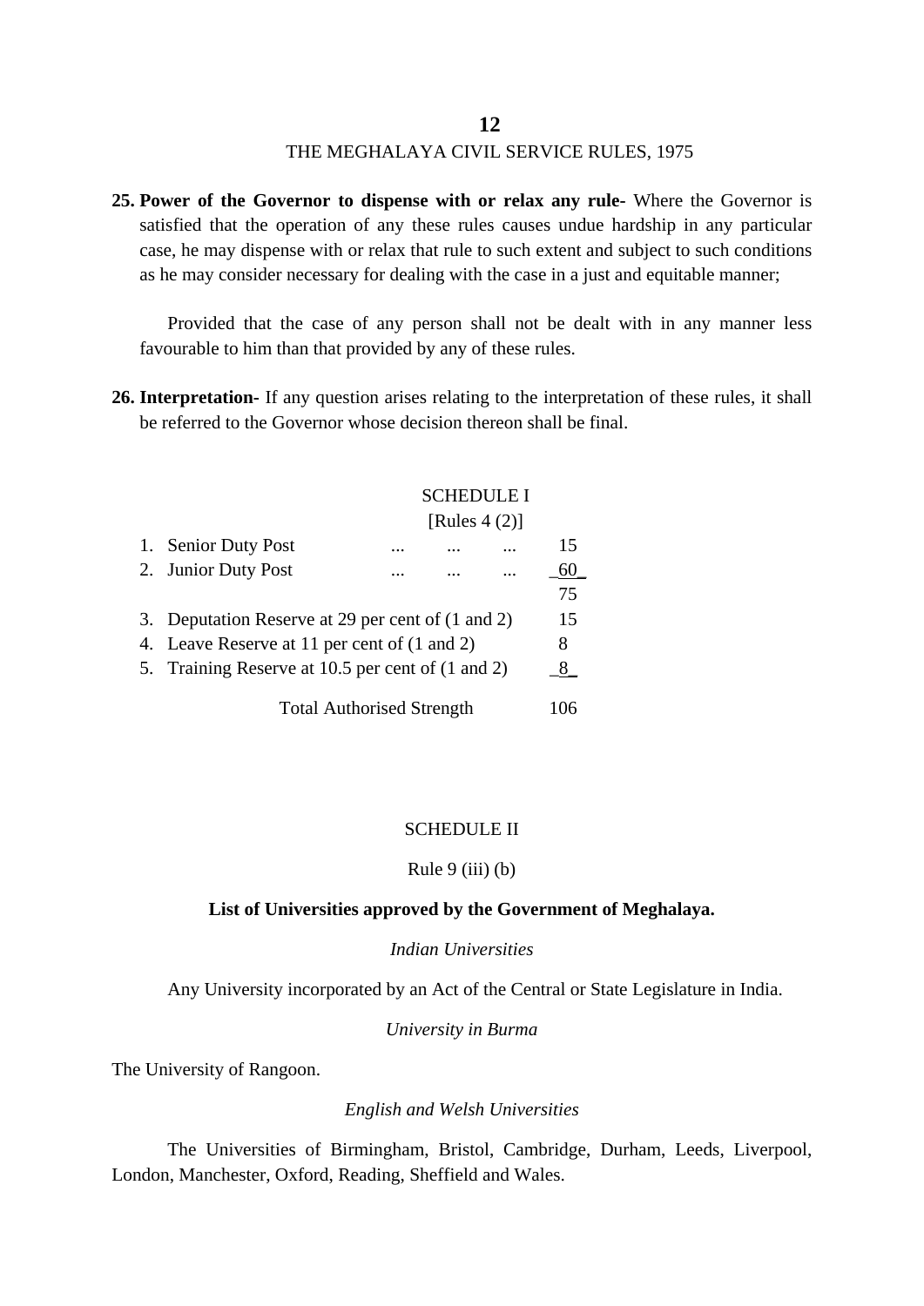**25. Power of the Governor to dispense with or relax any rule-** Where the Governor is satisfied that the operation of any these rules causes undue hardship in any particular case, he may dispense with or relax that rule to such extent and subject to such conditions as he may consider necessary for dealing with the case in a just and equitable manner;

Provided that the case of any person shall not be dealt with in any manner less favourable to him than that provided by any of these rules.

**26. Interpretation-** If any question arises relating to the interpretation of these rules, it shall be referred to the Governor whose decision thereon shall be final.

SCHEDULE I

[Rules 4 (2)]

| | | |
|---|---|---|
| 1. | Senior Duty Post ... ... ... | 15 |
| 2. | Junior Duty Post ... ... ... | 60 |
| | | 75 |
| 3. | Deputation Reserve at 29 per cent of (1 and 2) | 15 |
| 4. | Leave Reserve at 11 per cent of (1 and 2) | 8 |
| 5. | Training Reserve at 10.5 per cent of (1 and 2) | 8 |
| | Total Authorised Strength | 106 |

SCHEDULE II

Rule 9 (iii) (b)

**List of Universities approved by the Government of Meghalaya.**

*Indian Universities*

Any University incorporated by an Act of the Central or State Legislature in India.

*University in Burma*

The University of Rangoon.

*English and Welsh Universities*

The Universities of Birmingham, Bristol, Cambridge, Durham, Leeds, Liverpool, London, Manchester, Oxford, Reading, Sheffield and Wales.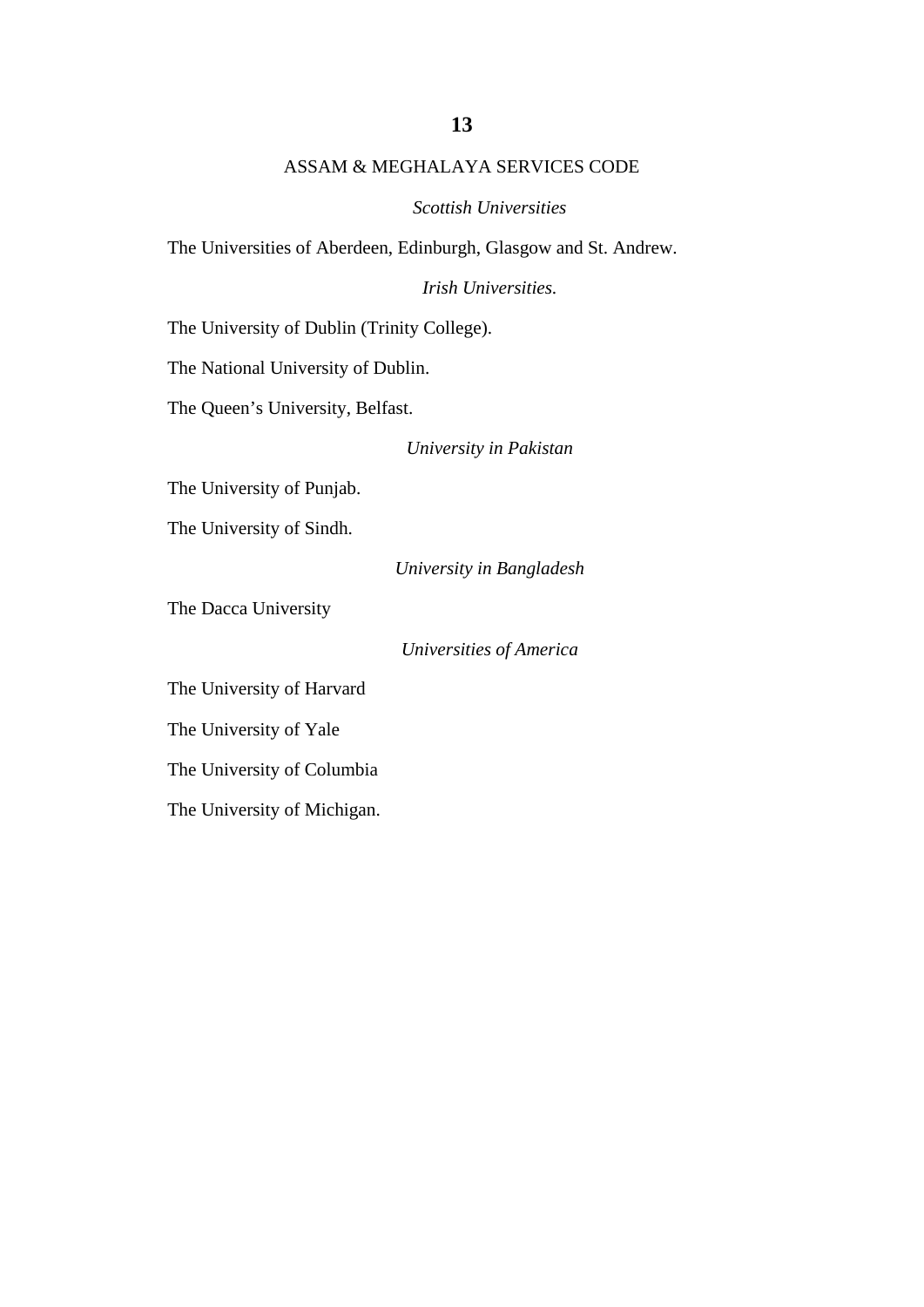*Scottish Universities*

The Universities of Aberdeen, Edinburgh, Glasgow and St. Andrew.

*Irish Universities.*

The University of Dublin (Trinity College).

The National University of Dublin.

The Queen's University, Belfast.

*University in Pakistan*

The University of Punjab.

The University of Sindh.

*University in Bangladesh*

The Dacca University

*Universities of America*

The University of Harvard

The University of Yale

The University of Columbia

The University of Michigan.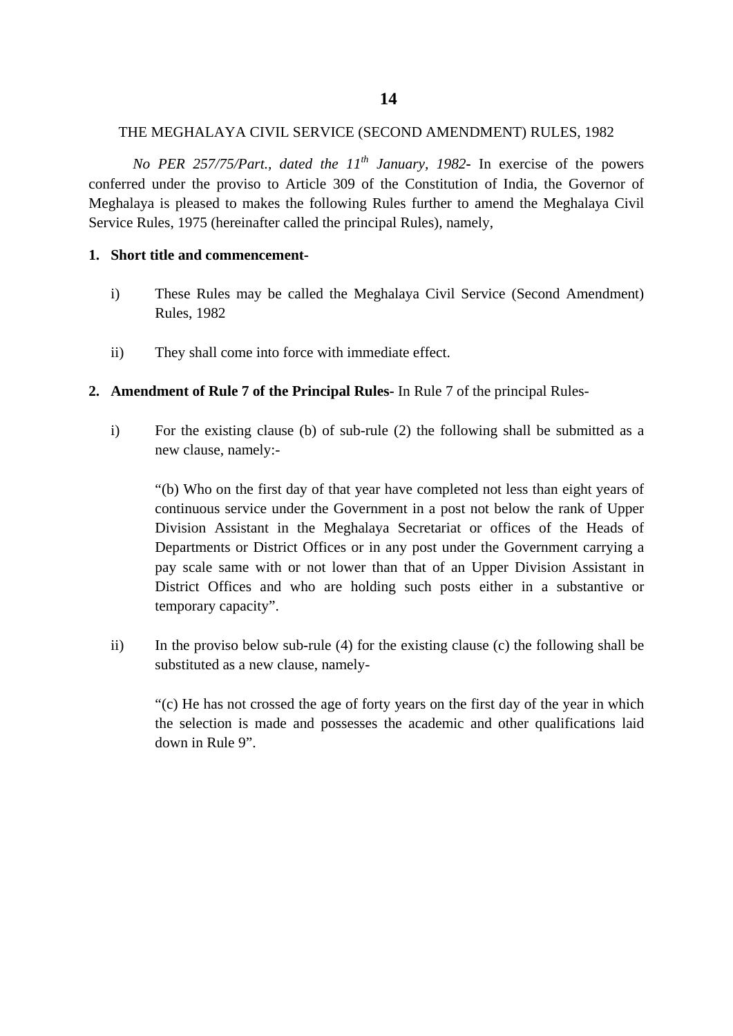## THE MEGHALAYA CIVIL SERVICE (SECOND AMENDMENT) RULES, 1982

*No PER 257/75/Part., dated the 11th January, 1982*- In exercise of the powers conferred under the proviso to Article 309 of the Constitution of India, the Governor of Meghalaya is pleased to makes the following Rules further to amend the Meghalaya Civil Service Rules, 1975 (hereinafter called the principal Rules), namely,

**1. Short title and commencement-**

i) These Rules may be called the Meghalaya Civil Service (Second Amendment) Rules, 1982

ii) They shall come into force with immediate effect.

**2. Amendment of Rule 7 of the Principal Rules-** In Rule 7 of the principal Rules-

i) For the existing clause (b) of sub-rule (2) the following shall be submitted as a new clause, namely:-

"(b) Who on the first day of that year have completed not less than eight years of continuous service under the Government in a post not below the rank of Upper Division Assistant in the Meghalaya Secretariat or offices of the Heads of Departments or District Offices or in any post under the Government carrying a pay scale same with or not lower than that of an Upper Division Assistant in District Offices and who are holding such posts either in a substantive or temporary capacity".

ii) In the proviso below sub-rule (4) for the existing clause (c) the following shall be substituted as a new clause, namely-

"(c) He has not crossed the age of forty years on the first day of the year in which the selection is made and possesses the academic and other qualifications laid down in Rule 9".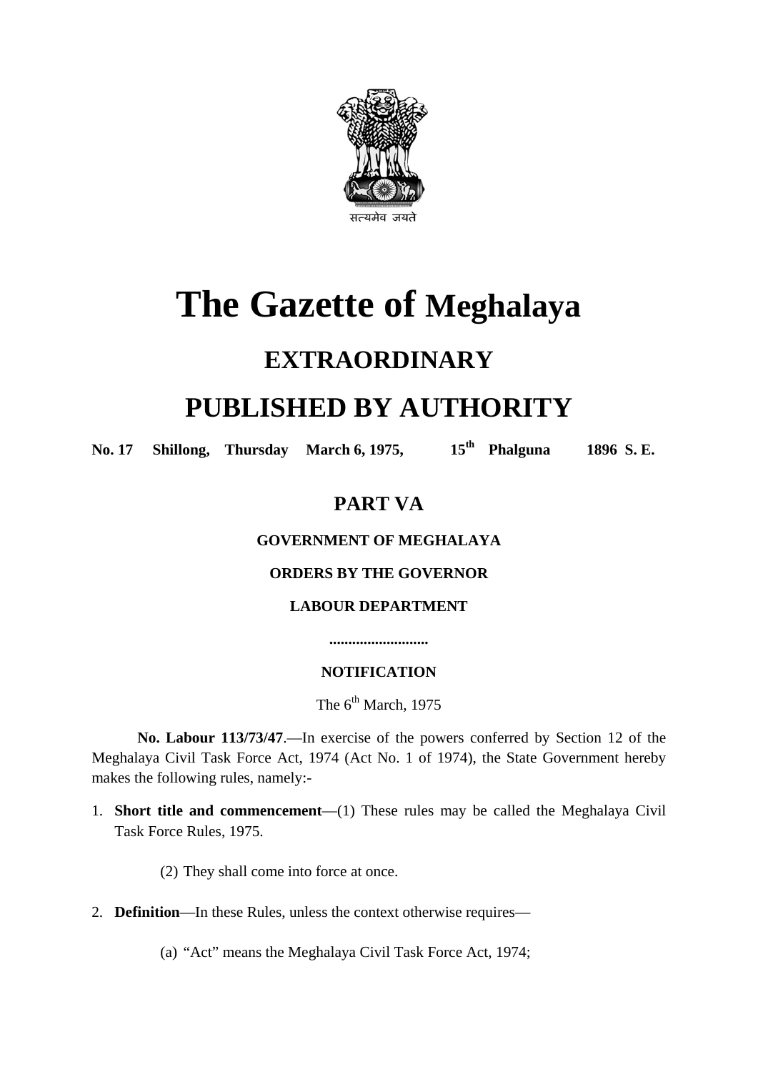सत्यमेव जयते

# The Gazette of Meghalaya

## EXTRAORDINARY

## PUBLISHED BY AUTHORITY

**No. 17 Shillong, Thursday March 6, 1975, 15th Phalguna 1896 S. E.**

### PART VA

**GOVERNMENT OF MEGHALAYA**

**ORDERS BY THE GOVERNOR**

**LABOUR DEPARTMENT**

..........................

**NOTIFICATION**

The 6th March, 1975

**No. Labour 113/73/47**.—In exercise of the powers conferred by Section 12 of the Meghalaya Civil Task Force Act, 1974 (Act No. 1 of 1974), the State Government hereby makes the following rules, namely:-

1. **Short title and commencement**—(1) These rules may be called the Meghalaya Civil Task Force Rules, 1975.

   (2) They shall come into force at once.

2. **Definition**—In these Rules, unless the context otherwise requires—

   (a) "Act" means the Meghalaya Civil Task Force Act, 1974;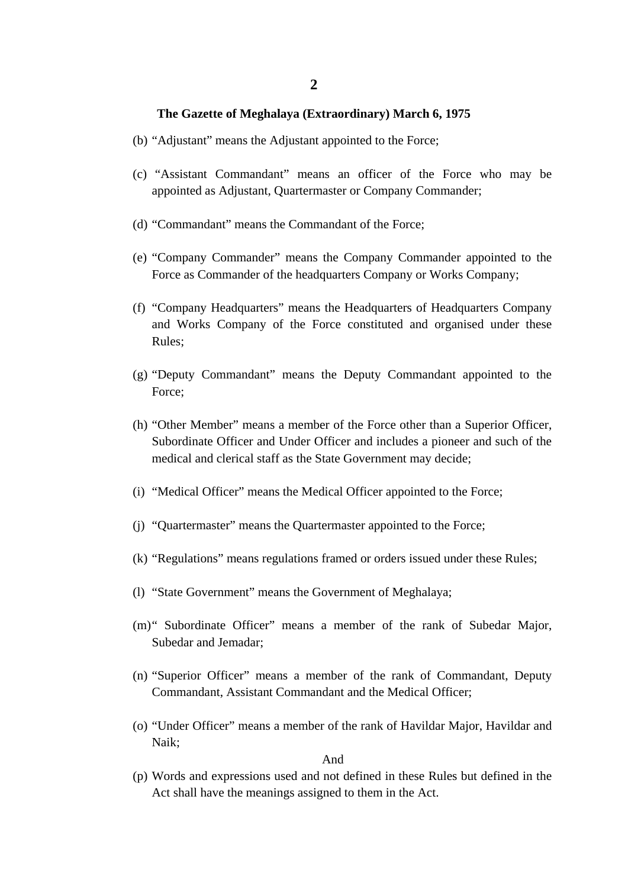(b) "Adjustant" means the Adjustant appointed to the Force;

(c) "Assistant Commandant" means an officer of the Force who may be appointed as Adjustant, Quartermaster or Company Commander;

(d) "Commandant" means the Commandant of the Force;

(e) "Company Commander" means the Company Commander appointed to the Force as Commander of the headquarters Company or Works Company;

(f) "Company Headquarters" means the Headquarters of Headquarters Company and Works Company of the Force constituted and organised under these Rules;

(g) "Deputy Commandant" means the Deputy Commandant appointed to the Force;

(h) "Other Member" means a member of the Force other than a Superior Officer, Subordinate Officer and Under Officer and includes a pioneer and such of the medical and clerical staff as the State Government may decide;

(i) "Medical Officer" means the Medical Officer appointed to the Force;

(j) "Quartermaster" means the Quartermaster appointed to the Force;

(k) "Regulations" means regulations framed or orders issued under these Rules;

(l) "State Government" means the Government of Meghalaya;

(m) " Subordinate Officer" means a member of the rank of Subedar Major, Subedar and Jemadar;

(n) "Superior Officer" means a member of the rank of Commandant, Deputy Commandant, Assistant Commandant and the Medical Officer;

(o) "Under Officer" means a member of the rank of Havildar Major, Havildar and Naik;

And

(p) Words and expressions used and not defined in these Rules but defined in the Act shall have the meanings assigned to them in the Act.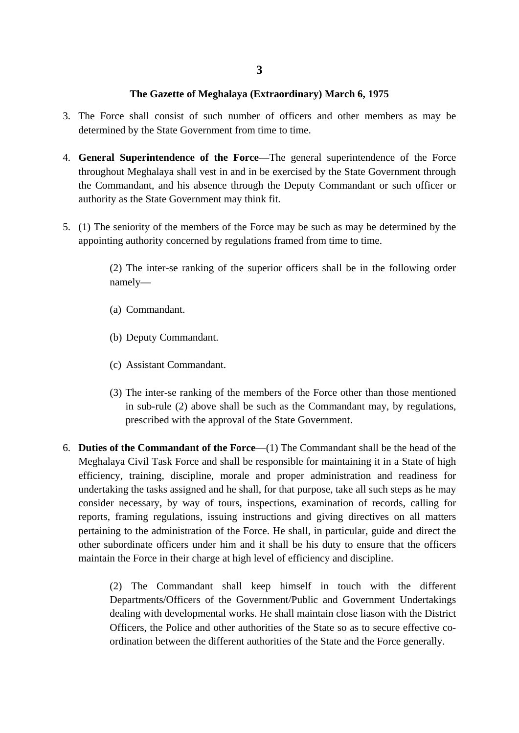3. The Force shall consist of such number of officers and other members as may be determined by the State Government from time to time.

4. **General Superintendence of the Force**—The general superintendence of the Force throughout Meghalaya shall vest in and in be exercised by the State Government through the Commandant, and his absence through the Deputy Commandant or such officer or authority as the State Government may think fit.

5. (1) The seniority of the members of the Force may be such as may be determined by the appointing authority concerned by regulations framed from time to time.

   (2) The inter-se ranking of the superior officers shall be in the following order namely—

   (a) Commandant.

   (b) Deputy Commandant.

   (c) Assistant Commandant.

   (3) The inter-se ranking of the members of the Force other than those mentioned in sub-rule (2) above shall be such as the Commandant may, by regulations, prescribed with the approval of the State Government.

6. **Duties of the Commandant of the Force**—(1) The Commandant shall be the head of the Meghalaya Civil Task Force and shall be responsible for maintaining it in a State of high efficiency, training, discipline, morale and proper administration and readiness for undertaking the tasks assigned and he shall, for that purpose, take all such steps as he may consider necessary, by way of tours, inspections, examination of records, calling for reports, framing regulations, issuing instructions and giving directives on all matters pertaining to the administration of the Force. He shall, in particular, guide and direct the other subordinate officers under him and it shall be his duty to ensure that the officers maintain the Force in their charge at high level of efficiency and discipline.

   (2) The Commandant shall keep himself in touch with the different Departments/Officers of the Government/Public and Government Undertakings dealing with developmental works. He shall maintain close liason with the District Officers, the Police and other authorities of the State so as to secure effective co-ordination between the different authorities of the State and the Force generally.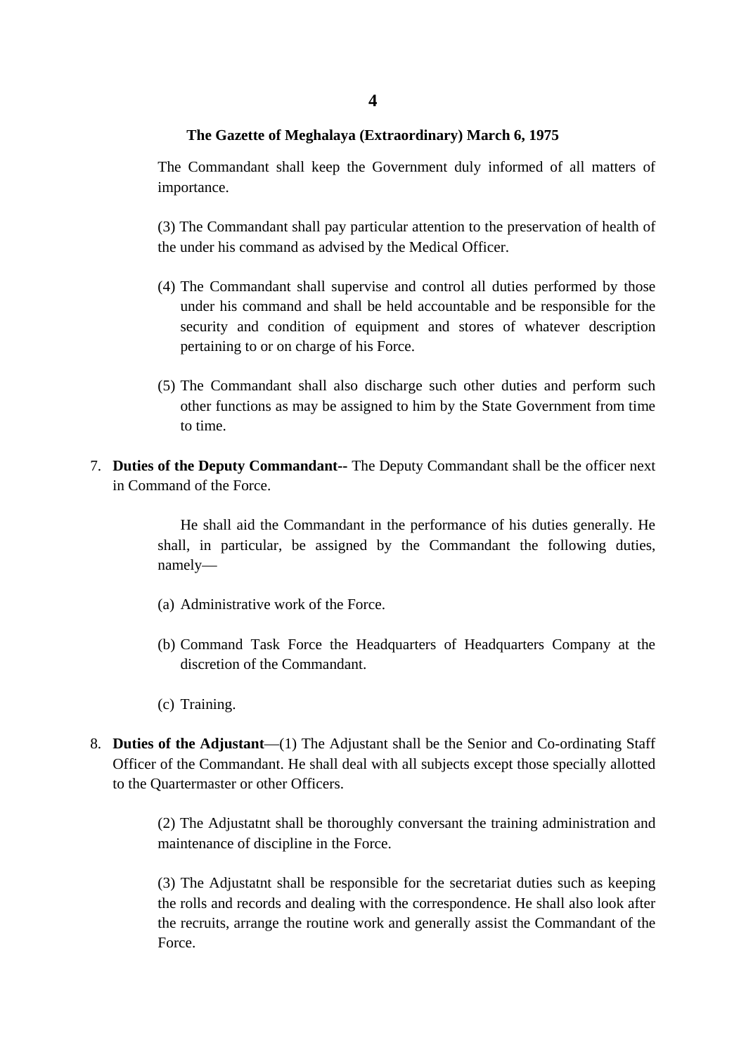The Commandant shall keep the Government duly informed of all matters of importance.

(3) The Commandant shall pay particular attention to the preservation of health of the under his command as advised by the Medical Officer.

(4) The Commandant shall supervise and control all duties performed by those under his command and shall be held accountable and be responsible for the security and condition of equipment and stores of whatever description pertaining to or on charge of his Force.

(5) The Commandant shall also discharge such other duties and perform such other functions as may be assigned to him by the State Government from time to time.

7. **Duties of the Deputy Commandant--** The Deputy Commandant shall be the officer next in Command of the Force.

He shall aid the Commandant in the performance of his duties generally. He shall, in particular, be assigned by the Commandant the following duties, namely—

(a) Administrative work of the Force.

(b) Command Task Force the Headquarters of Headquarters Company at the discretion of the Commandant.

(c) Training.

8. **Duties of the Adjustant**—(1) The Adjustant shall be the Senior and Co-ordinating Staff Officer of the Commandant. He shall deal with all subjects except those specially allotted to the Quartermaster or other Officers.

(2) The Adjustatnt shall be thoroughly conversant the training administration and maintenance of discipline in the Force.

(3) The Adjustatnt shall be responsible for the secretariat duties such as keeping the rolls and records and dealing with the correspondence. He shall also look after the recruits, arrange the routine work and generally assist the Commandant of the Force.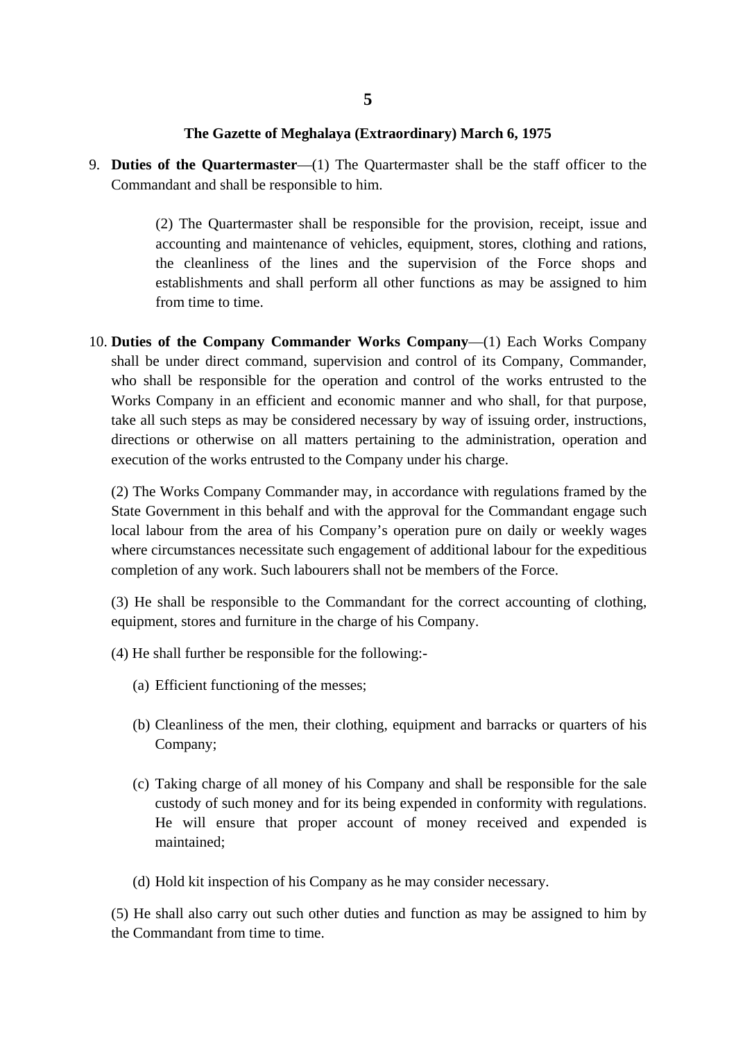9. **Duties of the Quartermaster**—(1) The Quartermaster shall be the staff officer to the Commandant and shall be responsible to him.

   (2) The Quartermaster shall be responsible for the provision, receipt, issue and accounting and maintenance of vehicles, equipment, stores, clothing and rations, the cleanliness of the lines and the supervision of the Force shops and establishments and shall perform all other functions as may be assigned to him from time to time.

10. **Duties of the Company Commander Works Company**—(1) Each Works Company shall be under direct command, supervision and control of its Company, Commander, who shall be responsible for the operation and control of the works entrusted to the Works Company in an efficient and economic manner and who shall, for that purpose, take all such steps as may be considered necessary by way of issuing order, instructions, directions or otherwise on all matters pertaining to the administration, operation and execution of the works entrusted to the Company under his charge.

    (2) The Works Company Commander may, in accordance with regulations framed by the State Government in this behalf and with the approval for the Commandant engage such local labour from the area of his Company's operation pure on daily or weekly wages where circumstances necessitate such engagement of additional labour for the expeditious completion of any work. Such labourers shall not be members of the Force.

    (3) He shall be responsible to the Commandant for the correct accounting of clothing, equipment, stores and furniture in the charge of his Company.

    (4) He shall further be responsible for the following:-

    (a) Efficient functioning of the messes;

    (b) Cleanliness of the men, their clothing, equipment and barracks or quarters of his Company;

    (c) Taking charge of all money of his Company and shall be responsible for the sale custody of such money and for its being expended in conformity with regulations. He will ensure that proper account of money received and expended is maintained;

    (d) Hold kit inspection of his Company as he may consider necessary.

    (5) He shall also carry out such other duties and function as may be assigned to him by the Commandant from time to time.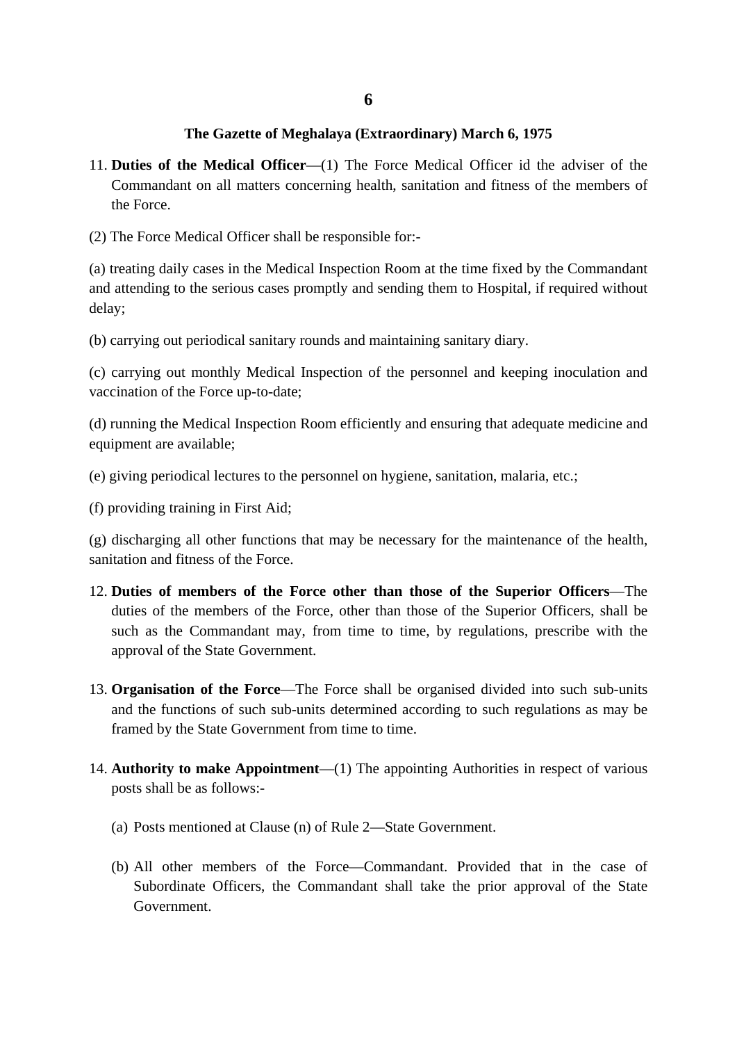11. **Duties of the Medical Officer**—(1) The Force Medical Officer id the adviser of the Commandant on all matters concerning health, sanitation and fitness of the members of the Force.

(2) The Force Medical Officer shall be responsible for:-

(a) treating daily cases in the Medical Inspection Room at the time fixed by the Commandant and attending to the serious cases promptly and sending them to Hospital, if required without delay;

(b) carrying out periodical sanitary rounds and maintaining sanitary diary.

(c) carrying out monthly Medical Inspection of the personnel and keeping inoculation and vaccination of the Force up-to-date;

(d) running the Medical Inspection Room efficiently and ensuring that adequate medicine and equipment are available;

(e) giving periodical lectures to the personnel on hygiene, sanitation, malaria, etc.;

(f) providing training in First Aid;

(g) discharging all other functions that may be necessary for the maintenance of the health, sanitation and fitness of the Force.

12. **Duties of members of the Force other than those of the Superior Officers**—The duties of the members of the Force, other than those of the Superior Officers, shall be such as the Commandant may, from time to time, by regulations, prescribe with the approval of the State Government.

13. **Organisation of the Force**—The Force shall be organised divided into such sub-units and the functions of such sub-units determined according to such regulations as may be framed by the State Government from time to time.

14. **Authority to make Appointment**—(1) The appointing Authorities in respect of various posts shall be as follows:-

    (a) Posts mentioned at Clause (n) of Rule 2—State Government.

    (b) All other members of the Force—Commandant. Provided that in the case of Subordinate Officers, the Commandant shall take the prior approval of the State Government.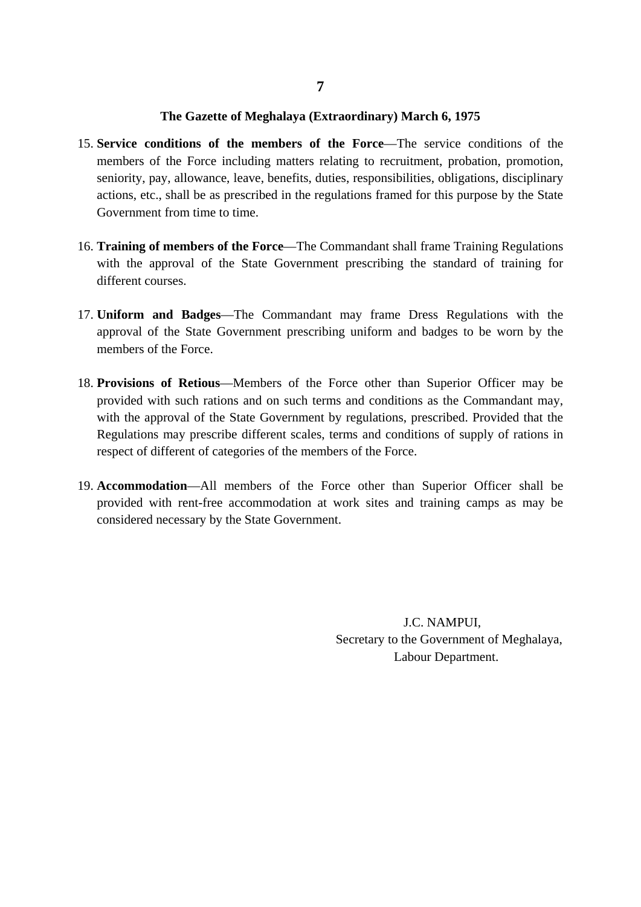15. **Service conditions of the members of the Force**—The service conditions of the members of the Force including matters relating to recruitment, probation, promotion, seniority, pay, allowance, leave, benefits, duties, responsibilities, obligations, disciplinary actions, etc., shall be as prescribed in the regulations framed for this purpose by the State Government from time to time.

16. **Training of members of the Force**—The Commandant shall frame Training Regulations with the approval of the State Government prescribing the standard of training for different courses.

17. **Uniform and Badges**—The Commandant may frame Dress Regulations with the approval of the State Government prescribing uniform and badges to be worn by the members of the Force.

18. **Provisions of Retious**—Members of the Force other than Superior Officer may be provided with such rations and on such terms and conditions as the Commandant may, with the approval of the State Government by regulations, prescribed. Provided that the Regulations may prescribe different scales, terms and conditions of supply of rations in respect of different of categories of the members of the Force.

19. **Accommodation**—All members of the Force other than Superior Officer shall be provided with rent-free accommodation at work sites and training camps as may be considered necessary by the State Government.

J.C. NAMPUI,
Secretary to the Government of Meghalaya,
Labour Department.